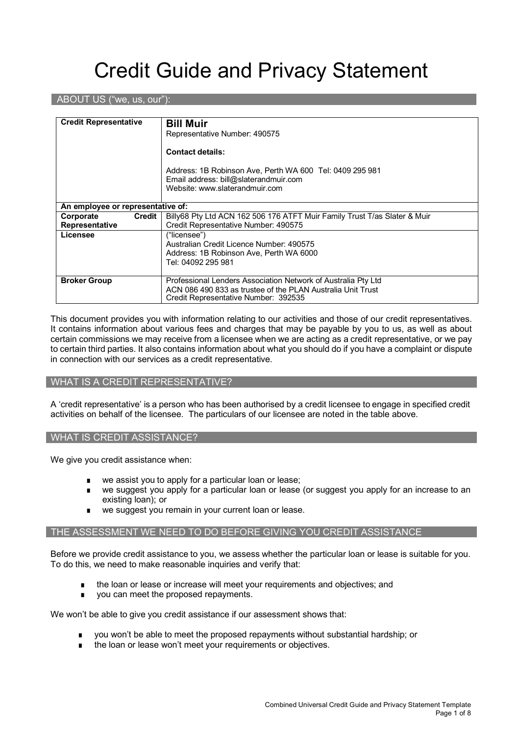# Credit Guide and Privacy Statement

## ABOUT US ("we, us, our"):

| **Credit Representative** | **Bill Muir**<br>Representative Number: 490575<br><br>**Contact details:**<br><br>Address: 1B Robinson Ave, Perth WA 600 Tel: 0409 295 981<br>Email address: bill@slaterandmuir.com<br>Website: www.slaterandmuir.com |
|---|---|
| **An employee or representative of:** | |
| **Corporate Credit Representative** | Billy68 Pty Ltd ACN 162 506 176 ATFT Muir Family Trust T/as Slater & Muir<br>Credit Representative Number: 490575 |
| **Licensee** | ("licensee")<br>Australian Credit Licence Number: 490575<br>Address: 1B Robinson Ave, Perth WA 6000<br>Tel: 04092 295 981 |
| **Broker Group** | Professional Lenders Association Network of Australia Pty Ltd<br>ACN 086 490 833 as trustee of the PLAN Australia Unit Trust<br>Credit Representative Number: 392535 |

This document provides you with information relating to our activities and those of our credit representatives. It contains information about various fees and charges that may be payable by you to us, as well as about certain commissions we may receive from a licensee when we are acting as a credit representative, or we pay to certain third parties. It also contains information about what you should do if you have a complaint or dispute in connection with our services as a credit representative.

## WHAT IS A CREDIT REPRESENTATIVE?

A 'credit representative' is a person who has been authorised by a credit licensee to engage in specified credit activities on behalf of the licensee. The particulars of our licensee are noted in the table above.

## WHAT IS CREDIT ASSISTANCE?

We give you credit assistance when:

- we assist you to apply for a particular loan or lease;
- we suggest you apply for a particular loan or lease (or suggest you apply for an increase to an existing loan); or
- we suggest you remain in your current loan or lease.

## THE ASSESSMENT WE NEED TO DO BEFORE GIVING YOU CREDIT ASSISTANCE

Before we provide credit assistance to you, we assess whether the particular loan or lease is suitable for you. To do this, we need to make reasonable inquiries and verify that:

- the loan or lease or increase will meet your requirements and objectives; and
- you can meet the proposed repayments.

We won't be able to give you credit assistance if our assessment shows that:

- you won't be able to meet the proposed repayments without substantial hardship; or
- the loan or lease won't meet your requirements or objectives.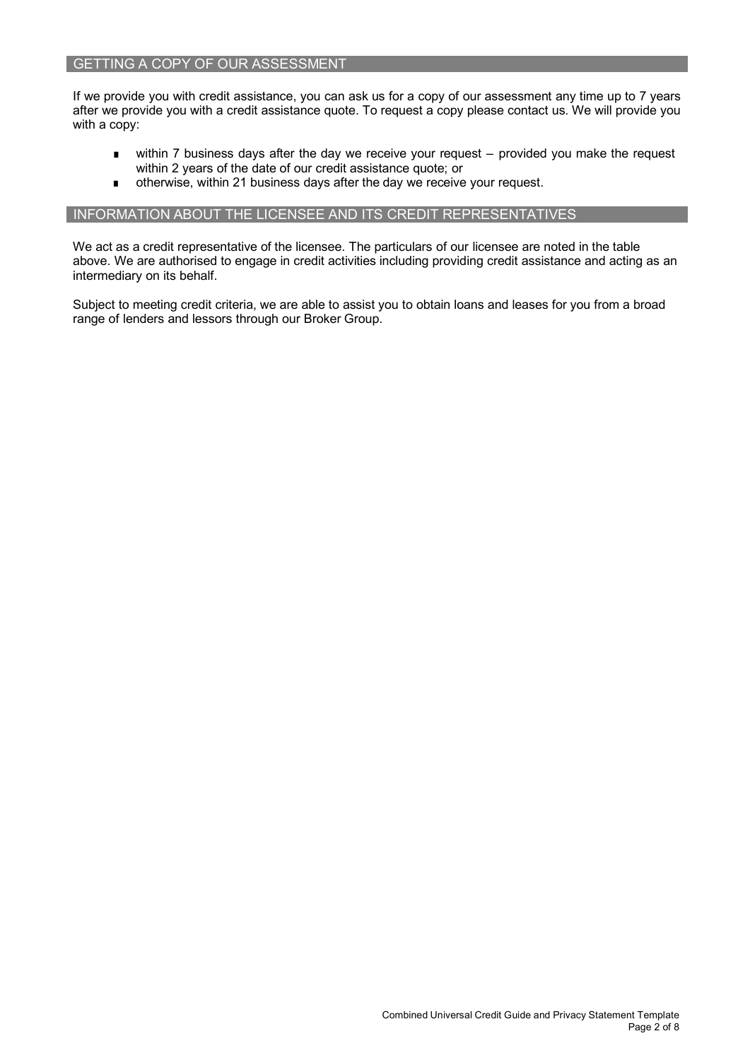## GETTING A COPY OF OUR ASSESSMENT

If we provide you with credit assistance, you can ask us for a copy of our assessment any time up to 7 years after we provide you with a credit assistance quote. To request a copy please contact us. We will provide you with a copy:

- within 7 business days after the day we receive your request – provided you make the request within 2 years of the date of our credit assistance quote; or
- otherwise, within 21 business days after the day we receive your request.

## INFORMATION ABOUT THE LICENSEE AND ITS CREDIT REPRESENTATIVES

We act as a credit representative of the licensee. The particulars of our licensee are noted in the table above. We are authorised to engage in credit activities including providing credit assistance and acting as an intermediary on its behalf.

Subject to meeting credit criteria, we are able to assist you to obtain loans and leases for you from a broad range of lenders and lessors through our Broker Group.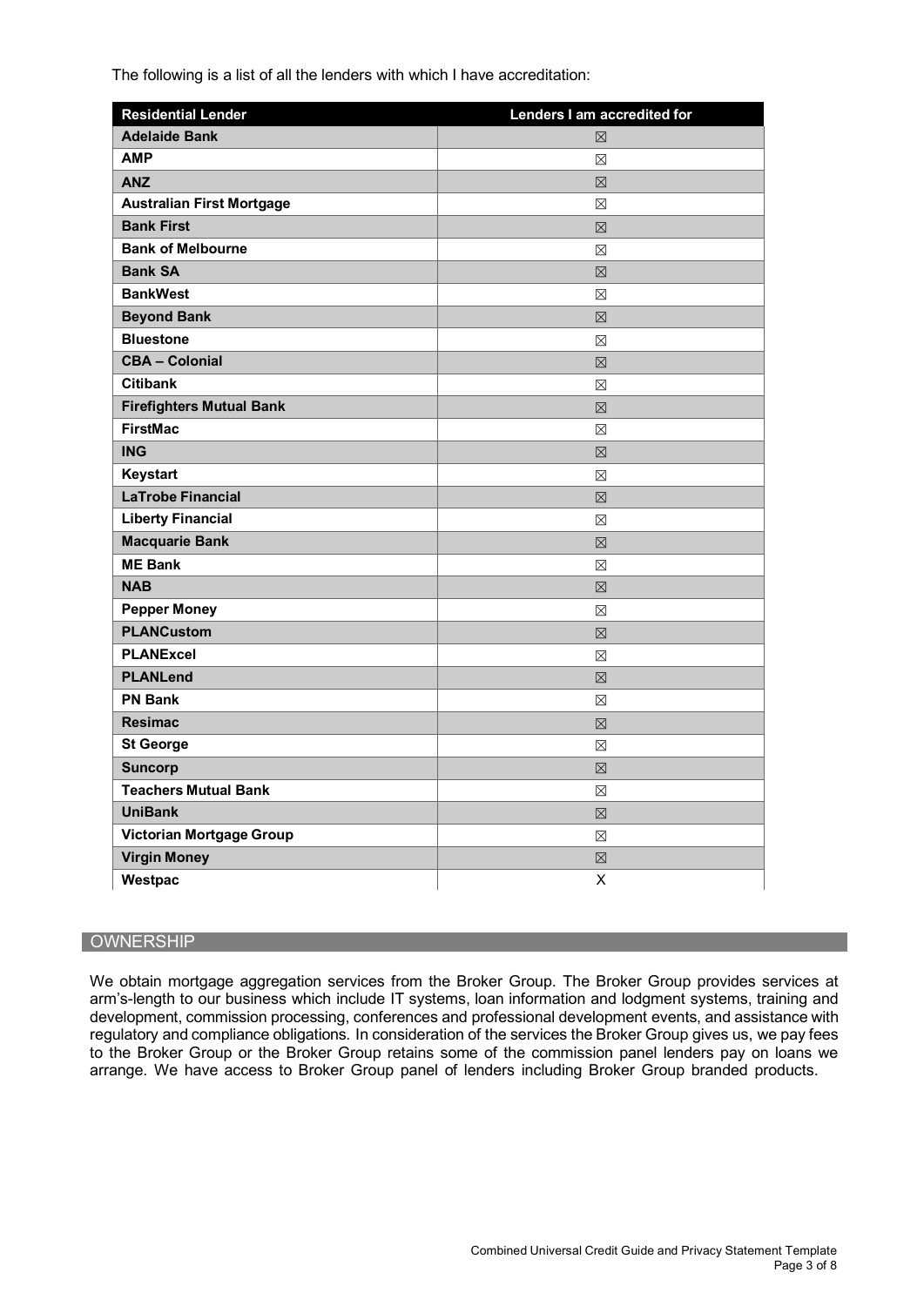The following is a list of all the lenders with which I have accreditation:

| Residential Lender | Lenders I am accredited for |
|---|---|
| Adelaide Bank | ☒ |
| AMP | ☒ |
| ANZ | ☒ |
| Australian First Mortgage | ☒ |
| Bank First | ☒ |
| Bank of Melbourne | ☒ |
| Bank SA | ☒ |
| BankWest | ☒ |
| Beyond Bank | ☒ |
| Bluestone | ☒ |
| CBA – Colonial | ☒ |
| Citibank | ☒ |
| Firefighters Mutual Bank | ☒ |
| FirstMac | ☒ |
| ING | ☒ |
| Keystart | ☒ |
| LaTrobe Financial | ☒ |
| Liberty Financial | ☒ |
| Macquarie Bank | ☒ |
| ME Bank | ☒ |
| NAB | ☒ |
| Pepper Money | ☒ |
| PLANCustom | ☒ |
| PLANExcel | ☒ |
| PLANLend | ☒ |
| PN Bank | ☒ |
| Resimac | ☒ |
| St George | ☒ |
| Suncorp | ☒ |
| Teachers Mutual Bank | ☒ |
| UniBank | ☒ |
| Victorian Mortgage Group | ☒ |
| Virgin Money | ☒ |
| Westpac | X |

## OWNERSHIP

We obtain mortgage aggregation services from the Broker Group. The Broker Group provides services at arm's-length to our business which include IT systems, loan information and lodgment systems, training and development, commission processing, conferences and professional development events, and assistance with regulatory and compliance obligations. In consideration of the services the Broker Group gives us, we pay fees to the Broker Group or the Broker Group retains some of the commission panel lenders pay on loans we arrange. We have access to Broker Group panel of lenders including Broker Group branded products.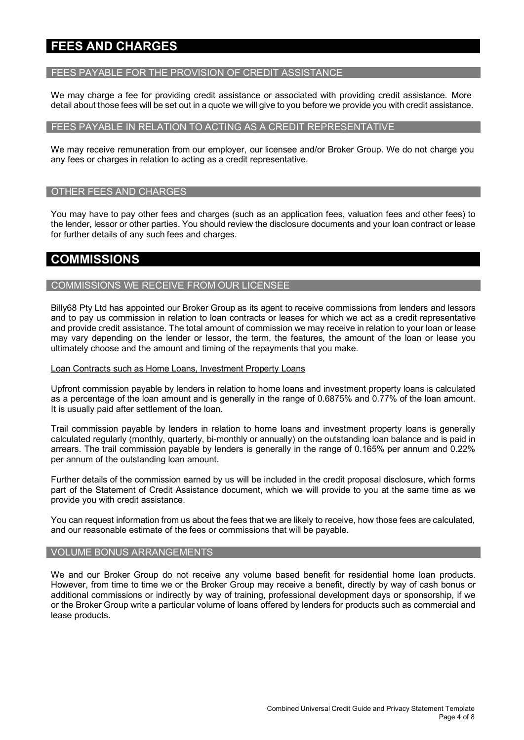# FEES AND CHARGES

## FEES PAYABLE FOR THE PROVISION OF CREDIT ASSISTANCE

We may charge a fee for providing credit assistance or associated with providing credit assistance. More detail about those fees will be set out in a quote we will give to you before we provide you with credit assistance.

## FEES PAYABLE IN RELATION TO ACTING AS A CREDIT REPRESENTATIVE

We may receive remuneration from our employer, our licensee and/or Broker Group. We do not charge you any fees or charges in relation to acting as a credit representative.

## OTHER FEES AND CHARGES

You may have to pay other fees and charges (such as an application fees, valuation fees and other fees) to the lender, lessor or other parties. You should review the disclosure documents and your loan contract or lease for further details of any such fees and charges.

# COMMISSIONS

## COMMISSIONS WE RECEIVE FROM OUR LICENSEE

Billy68 Pty Ltd has appointed our Broker Group as its agent to receive commissions from lenders and lessors and to pay us commission in relation to loan contracts or leases for which we act as a credit representative and provide credit assistance. The total amount of commission we may receive in relation to your loan or lease may vary depending on the lender or lessor, the term, the features, the amount of the loan or lease you ultimately choose and the amount and timing of the repayments that you make.

Loan Contracts such as Home Loans, Investment Property Loans

Upfront commission payable by lenders in relation to home loans and investment property loans is calculated as a percentage of the loan amount and is generally in the range of 0.6875% and 0.77% of the loan amount. It is usually paid after settlement of the loan.

Trail commission payable by lenders in relation to home loans and investment property loans is generally calculated regularly (monthly, quarterly, bi-monthly or annually) on the outstanding loan balance and is paid in arrears. The trail commission payable by lenders is generally in the range of 0.165% per annum and 0.22% per annum of the outstanding loan amount.

Further details of the commission earned by us will be included in the credit proposal disclosure, which forms part of the Statement of Credit Assistance document, which we will provide to you at the same time as we provide you with credit assistance.

You can request information from us about the fees that we are likely to receive, how those fees are calculated, and our reasonable estimate of the fees or commissions that will be payable.

## VOLUME BONUS ARRANGEMENTS

We and our Broker Group do not receive any volume based benefit for residential home loan products. However, from time to time we or the Broker Group may receive a benefit, directly by way of cash bonus or additional commissions or indirectly by way of training, professional development days or sponsorship, if we or the Broker Group write a particular volume of loans offered by lenders for products such as commercial and lease products.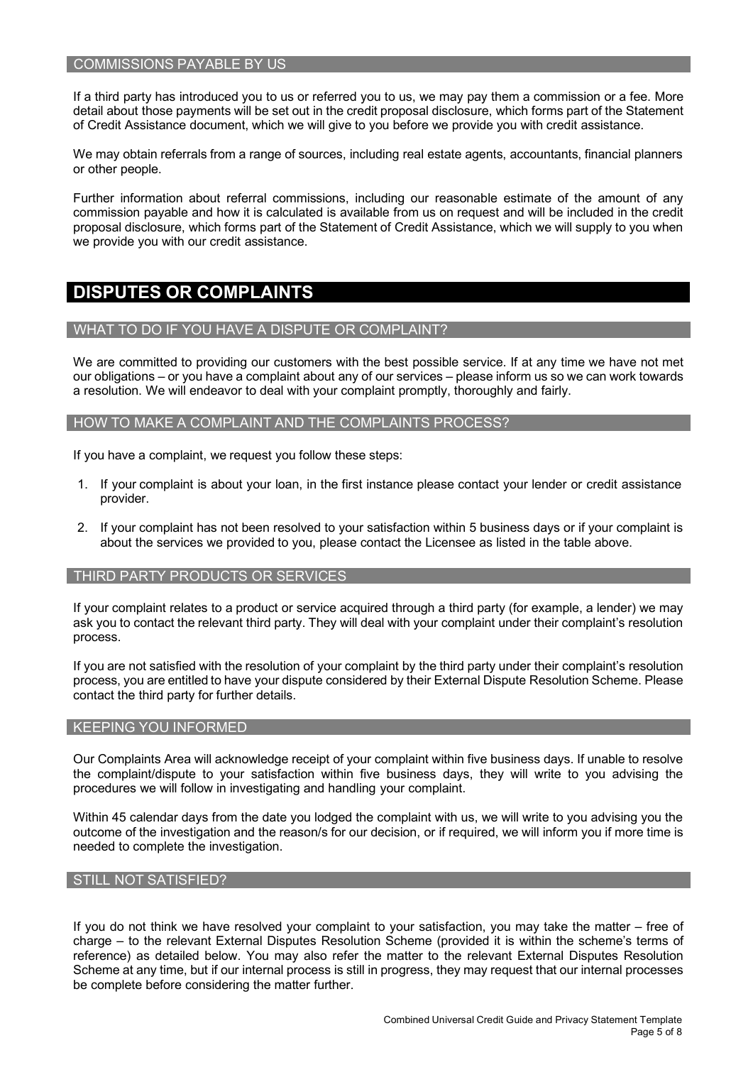### COMMISSIONS PAYABLE BY US

If a third party has introduced you to us or referred you to us, we may pay them a commission or a fee. More detail about those payments will be set out in the credit proposal disclosure, which forms part of the Statement of Credit Assistance document, which we will give to you before we provide you with credit assistance.

We may obtain referrals from a range of sources, including real estate agents, accountants, financial planners or other people.

Further information about referral commissions, including our reasonable estimate of the amount of any commission payable and how it is calculated is available from us on request and will be included in the credit proposal disclosure, which forms part of the Statement of Credit Assistance, which we will supply to you when we provide you with our credit assistance.

## DISPUTES OR COMPLAINTS

### WHAT TO DO IF YOU HAVE A DISPUTE OR COMPLAINT?

We are committed to providing our customers with the best possible service. If at any time we have not met our obligations – or you have a complaint about any of our services – please inform us so we can work towards a resolution. We will endeavor to deal with your complaint promptly, thoroughly and fairly.

### HOW TO MAKE A COMPLAINT AND THE COMPLAINTS PROCESS?

If you have a complaint, we request you follow these steps:

1. If your complaint is about your loan, in the first instance please contact your lender or credit assistance provider.
2. If your complaint has not been resolved to your satisfaction within 5 business days or if your complaint is about the services we provided to you, please contact the Licensee as listed in the table above.

### THIRD PARTY PRODUCTS OR SERVICES

If your complaint relates to a product or service acquired through a third party (for example, a lender) we may ask you to contact the relevant third party. They will deal with your complaint under their complaint's resolution process.

If you are not satisfied with the resolution of your complaint by the third party under their complaint's resolution process, you are entitled to have your dispute considered by their External Dispute Resolution Scheme. Please contact the third party for further details.

### KEEPING YOU INFORMED

Our Complaints Area will acknowledge receipt of your complaint within five business days. If unable to resolve the complaint/dispute to your satisfaction within five business days, they will write to you advising the procedures we will follow in investigating and handling your complaint.

Within 45 calendar days from the date you lodged the complaint with us, we will write to you advising you the outcome of the investigation and the reason/s for our decision, or if required, we will inform you if more time is needed to complete the investigation.

### STILL NOT SATISFIED?

If you do not think we have resolved your complaint to your satisfaction, you may take the matter – free of charge – to the relevant External Disputes Resolution Scheme (provided it is within the scheme's terms of reference) as detailed below. You may also refer the matter to the relevant External Disputes Resolution Scheme at any time, but if our internal process is still in progress, they may request that our internal processes be complete before considering the matter further.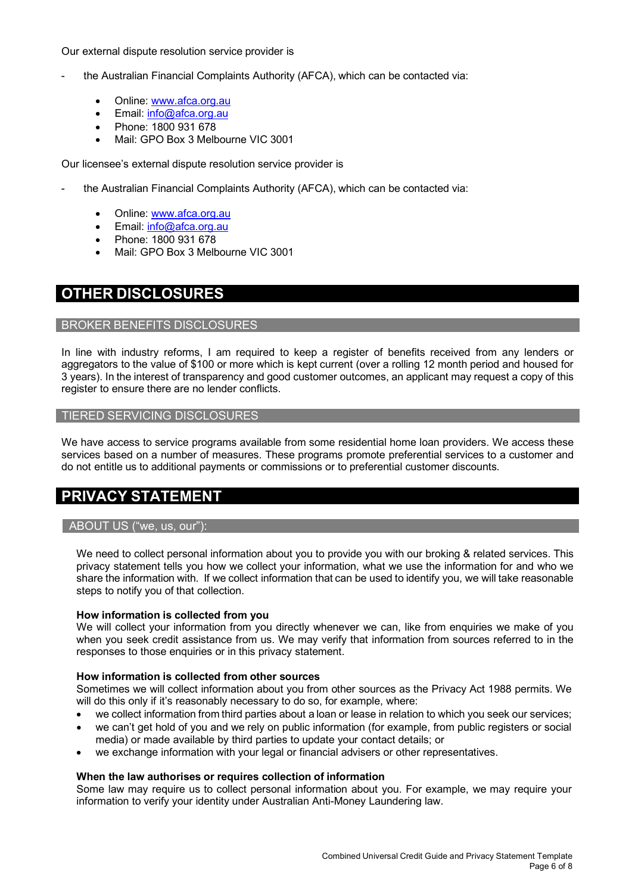Our external dispute resolution service provider is

- the Australian Financial Complaints Authority (AFCA), which can be contacted via:
    - Online: [www.afca.org.au](http://www.afca.org.au)
    - Email: [info@afca.org.au](mailto:info@afca.org.au)
    - Phone: 1800 931 678
    - Mail: GPO Box 3 Melbourne VIC 3001

Our licensee's external dispute resolution service provider is

- the Australian Financial Complaints Authority (AFCA), which can be contacted via:
    - Online: [www.afca.org.au](http://www.afca.org.au)
    - Email: [info@afca.org.au](mailto:info@afca.org.au)
    - Phone: 1800 931 678
    - Mail: GPO Box 3 Melbourne VIC 3001

# OTHER DISCLOSURES

## BROKER BENEFITS DISCLOSURES

In line with industry reforms, I am required to keep a register of benefits received from any lenders or aggregators to the value of $100 or more which is kept current (over a rolling 12 month period and housed for 3 years). In the interest of transparency and good customer outcomes, an applicant may request a copy of this register to ensure there are no lender conflicts.

## TIERED SERVICING DISCLOSURES

We have access to service programs available from some residential home loan providers. We access these services based on a number of measures. These programs promote preferential services to a customer and do not entitle us to additional payments or commissions or to preferential customer discounts.

# PRIVACY STATEMENT

## ABOUT US ("we, us, our"):

We need to collect personal information about you to provide you with our broking & related services. This privacy statement tells you how we collect your information, what we use the information for and who we share the information with. If we collect information that can be used to identify you, we will take reasonable steps to notify you of that collection.

**How information is collected from you**
We will collect your information from you directly whenever we can, like from enquiries we make of you when you seek credit assistance from us. We may verify that information from sources referred to in the responses to those enquiries or in this privacy statement.

**How information is collected from other sources**
Sometimes we will collect information about you from other sources as the Privacy Act 1988 permits. We will do this only if it's reasonably necessary to do so, for example, where:

- we collect information from third parties about a loan or lease in relation to which you seek our services;
- we can't get hold of you and we rely on public information (for example, from public registers or social media) or made available by third parties to update your contact details; or
- we exchange information with your legal or financial advisers or other representatives.

**When the law authorises or requires collection of information**
Some law may require us to collect personal information about you. For example, we may require your information to verify your identity under Australian Anti-Money Laundering law.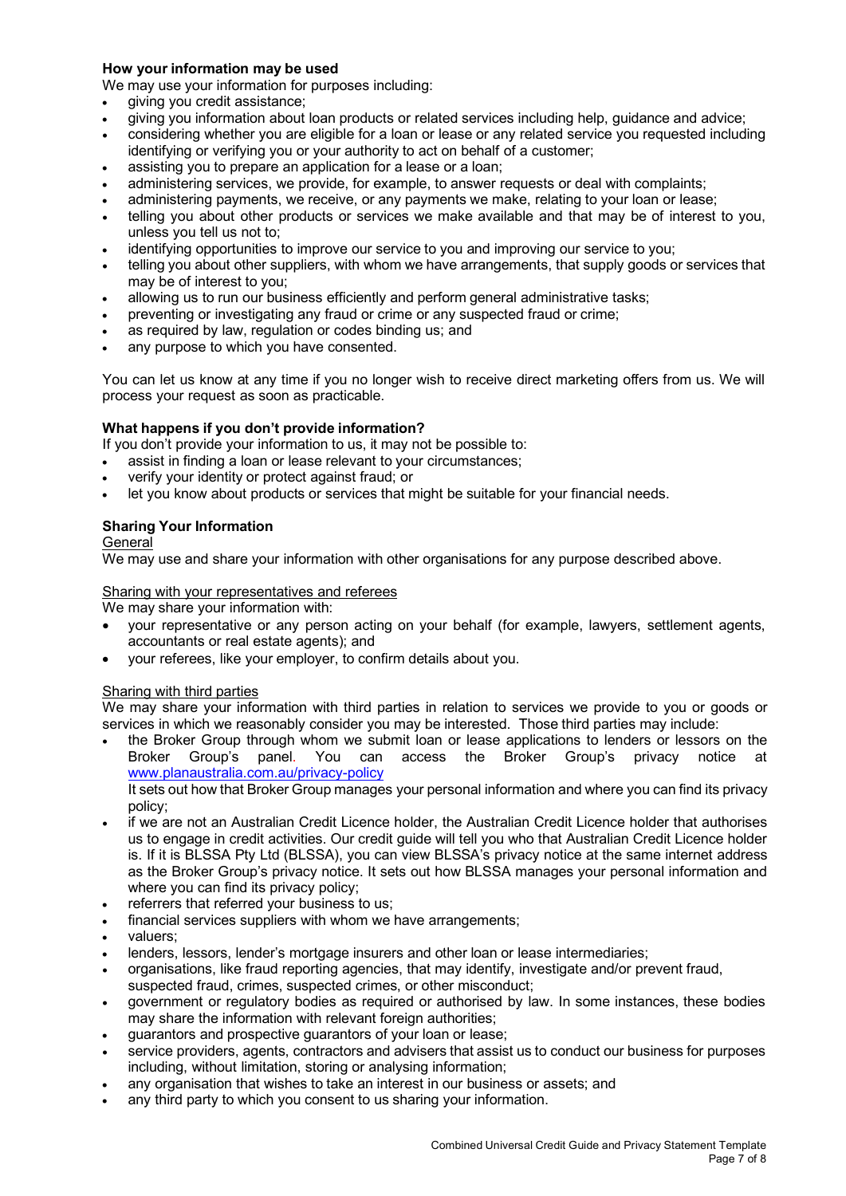**How your information may be used**

We may use your information for purposes including:

- giving you credit assistance;
- giving you information about loan products or related services including help, guidance and advice;
- considering whether you are eligible for a loan or lease or any related service you requested including identifying or verifying you or your authority to act on behalf of a customer;
- assisting you to prepare an application for a lease or a loan;
- administering services, we provide, for example, to answer requests or deal with complaints;
- administering payments, we receive, or any payments we make, relating to your loan or lease;
- telling you about other products or services we make available and that may be of interest to you, unless you tell us not to;
- identifying opportunities to improve our service to you and improving our service to you;
- telling you about other suppliers, with whom we have arrangements, that supply goods or services that may be of interest to you;
- allowing us to run our business efficiently and perform general administrative tasks;
- preventing or investigating any fraud or crime or any suspected fraud or crime;
- as required by law, regulation or codes binding us; and
- any purpose to which you have consented.

You can let us know at any time if you no longer wish to receive direct marketing offers from us. We will process your request as soon as practicable.

**What happens if you don't provide information?**

If you don't provide your information to us, it may not be possible to:

- assist in finding a loan or lease relevant to your circumstances;
- verify your identity or protect against fraud; or
- let you know about products or services that might be suitable for your financial needs.

**Sharing Your Information**

General

We may use and share your information with other organisations for any purpose described above.

Sharing with your representatives and referees

We may share your information with:

- your representative or any person acting on your behalf (for example, lawyers, settlement agents, accountants or real estate agents); and
- your referees, like your employer, to confirm details about you.

Sharing with third parties

We may share your information with third parties in relation to services we provide to you or goods or services in which we reasonably consider you may be interested. Those third parties may include:

- the Broker Group through whom we submit loan or lease applications to lenders or lessors on the Broker Group's panel. You can access the Broker Group's privacy notice at www.planaustralia.com.au/privacy-policy
  It sets out how that Broker Group manages your personal information and where you can find its privacy policy;
- if we are not an Australian Credit Licence holder, the Australian Credit Licence holder that authorises us to engage in credit activities. Our credit guide will tell you who that Australian Credit Licence holder is. If it is BLSSA Pty Ltd (BLSSA), you can view BLSSA's privacy notice at the same internet address as the Broker Group's privacy notice. It sets out how BLSSA manages your personal information and where you can find its privacy policy;
- referrers that referred your business to us;
- financial services suppliers with whom we have arrangements;
- valuers;
- lenders, lessors, lender's mortgage insurers and other loan or lease intermediaries;
- organisations, like fraud reporting agencies, that may identify, investigate and/or prevent fraud, suspected fraud, crimes, suspected crimes, or other misconduct;
- government or regulatory bodies as required or authorised by law. In some instances, these bodies may share the information with relevant foreign authorities;
- guarantors and prospective guarantors of your loan or lease;
- service providers, agents, contractors and advisers that assist us to conduct our business for purposes including, without limitation, storing or analysing information;
- any organisation that wishes to take an interest in our business or assets; and
- any third party to which you consent to us sharing your information.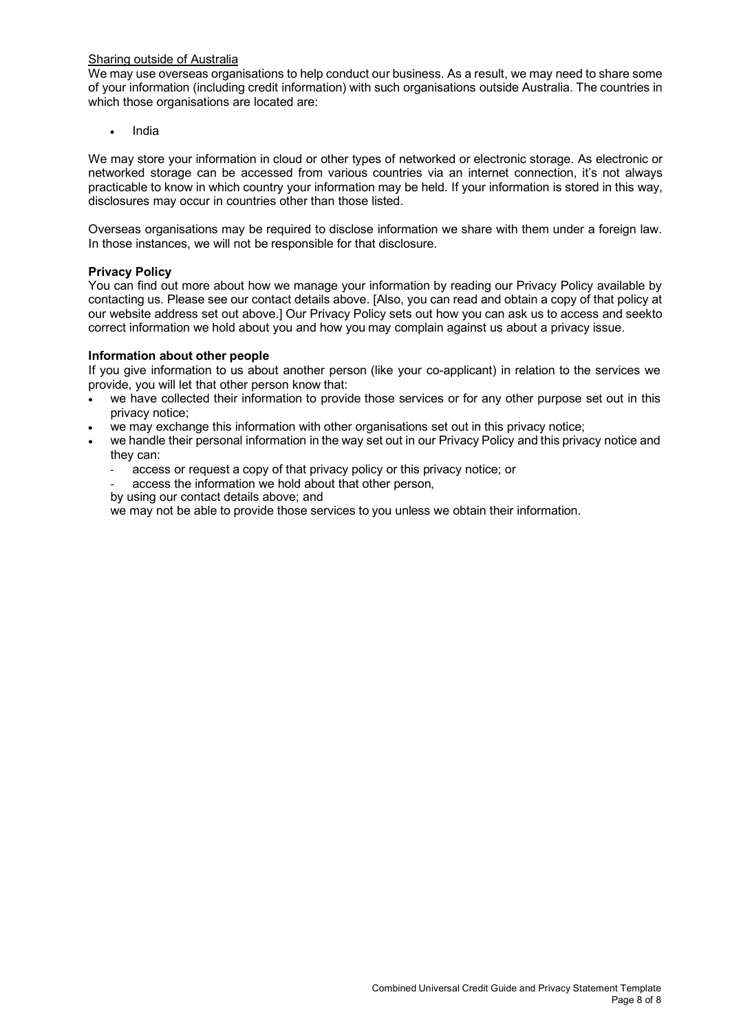Sharing outside of Australia

We may use overseas organisations to help conduct our business. As a result, we may need to share some of your information (including credit information) with such organisations outside Australia. The countries in which those organisations are located are:

- India

We may store your information in cloud or other types of networked or electronic storage. As electronic or networked storage can be accessed from various countries via an internet connection, it's not always practicable to know in which country your information may be held. If your information is stored in this way, disclosures may occur in countries other than those listed.

Overseas organisations may be required to disclose information we share with them under a foreign law. In those instances, we will not be responsible for that disclosure.

**Privacy Policy**

You can find out more about how we manage your information by reading our Privacy Policy available by contacting us. Please see our contact details above. [Also, you can read and obtain a copy of that policy at our website address set out above.] Our Privacy Policy sets out how you can ask us to access and seekto correct information we hold about you and how you may complain against us about a privacy issue.

**Information about other people**

If you give information to us about another person (like your co-applicant) in relation to the services we provide, you will let that other person know that:

- we have collected their information to provide those services or for any other purpose set out in this privacy notice;
- we may exchange this information with other organisations set out in this privacy notice;
- we handle their personal information in the way set out in our Privacy Policy and this privacy notice and they can:
  - access or request a copy of that privacy policy or this privacy notice; or
  - access the information we hold about that other person,

  by using our contact details above; and

  we may not be able to provide those services to you unless we obtain their information.